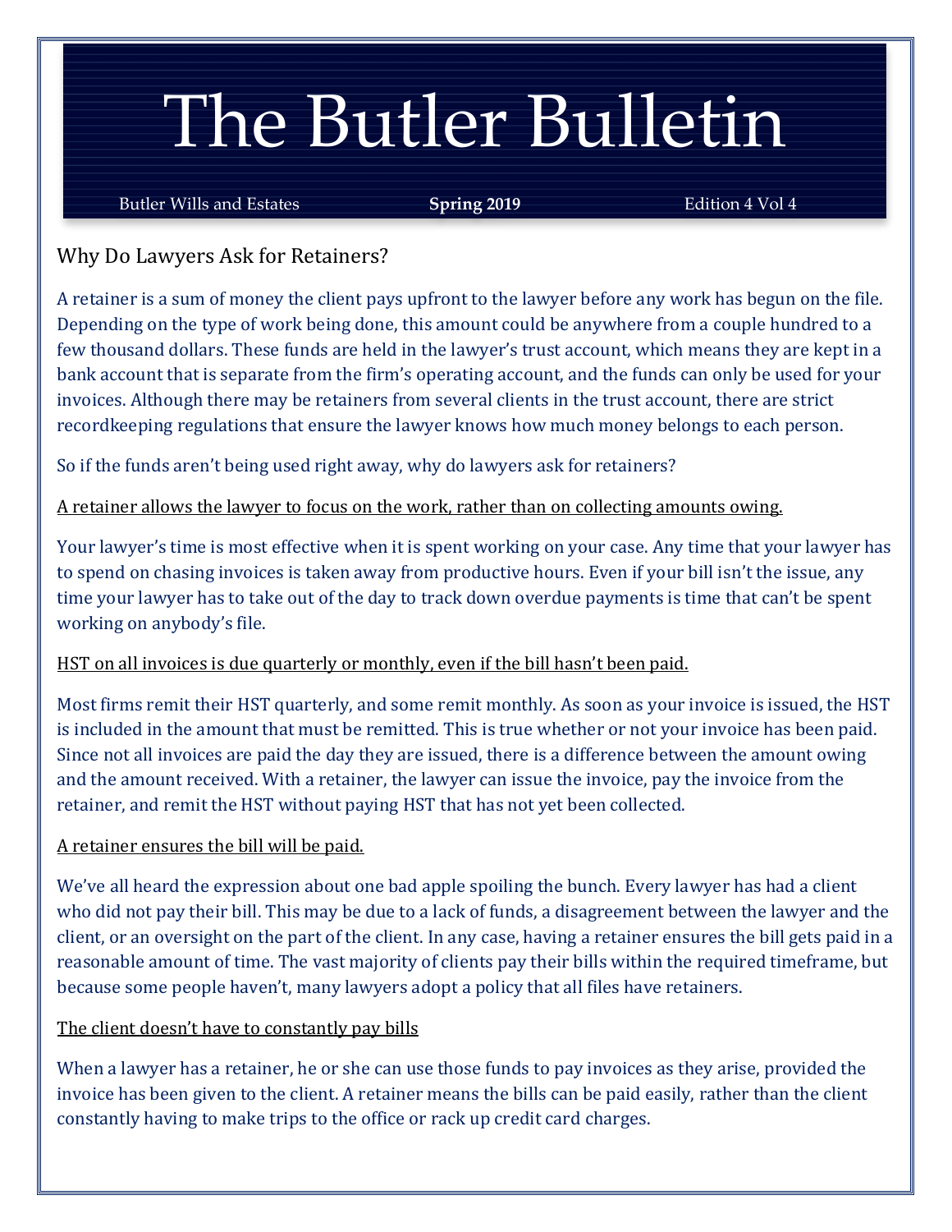# The Butler Bulletin

Butler Wills and Estates **Spring 2019** Edition 4 Vol 4

## Why Do Lawyers Ask for Retainers?

A retainer is a sum of money the client pays upfront to the lawyer before any work has begun on the file. Depending on the type of work being done, this amount could be anywhere from a couple hundred to a few thousand dollars. These funds are held in the lawyer's trust account, which means they are kept in a bank account that is separate from the firm's operating account, and the funds can only be used for your invoices. Although there may be retainers from several clients in the trust account, there are strict recordkeeping regulations that ensure the lawyer knows how much money belongs to each person.

So if the funds aren't being used right away, why do lawyers ask for retainers?

<u>A retainer allows the lawyer to focus on the work, rather than on collecting amounts owing.</u>

Your lawyer's time is most effective when it is spent working on your case. Any time that your lawyer has to spend on chasing invoices is taken away from productive hours. Even if your bill isn't the issue, any time your lawyer has to take out of the day to track down overdue payments is time that can't be spent working on anybody's file.

<u>HST on all invoices is due quarterly or monthly, even if the bill hasn't been paid.</u>

Most firms remit their HST quarterly, and some remit monthly. As soon as your invoice is issued, the HST is included in the amount that must be remitted. This is true whether or not your invoice has been paid. Since not all invoices are paid the day they are issued, there is a difference between the amount owing and the amount received. With a retainer, the lawyer can issue the invoice, pay the invoice from the retainer, and remit the HST without paying HST that has not yet been collected.

<u>A retainer ensures the bill will be paid.</u>

We've all heard the expression about one bad apple spoiling the bunch. Every lawyer has had a client who did not pay their bill. This may be due to a lack of funds, a disagreement between the lawyer and the client, or an oversight on the part of the client. In any case, having a retainer ensures the bill gets paid in a reasonable amount of time. The vast majority of clients pay their bills within the required timeframe, but because some people haven't, many lawyers adopt a policy that all files have retainers.

<u>The client doesn't have to constantly pay bills</u>

When a lawyer has a retainer, he or she can use those funds to pay invoices as they arise, provided the invoice has been given to the client. A retainer means the bills can be paid easily, rather than the client constantly having to make trips to the office or rack up credit card charges.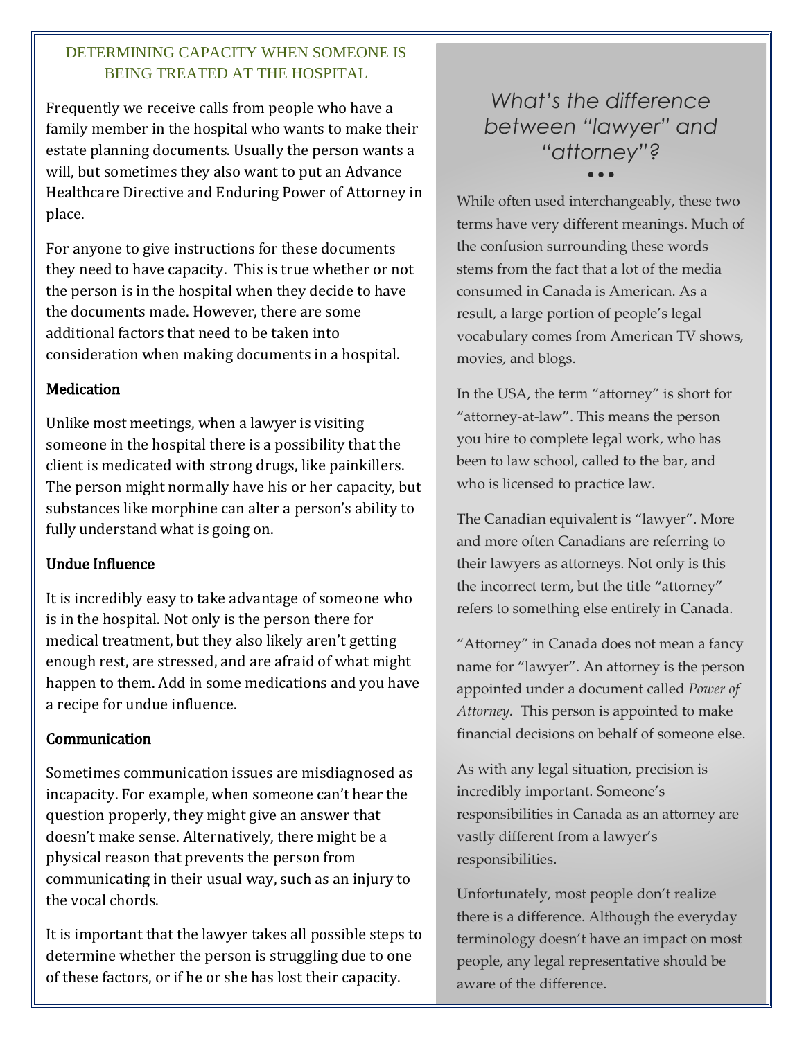## DETERMINING CAPACITY WHEN SOMEONE IS BEING TREATED AT THE HOSPITAL

Frequently we receive calls from people who have a family member in the hospital who wants to make their estate planning documents. Usually the person wants a will, but sometimes they also want to put an Advance Healthcare Directive and Enduring Power of Attorney in place.

For anyone to give instructions for these documents they need to have capacity. This is true whether or not the person is in the hospital when they decide to have the documents made. However, there are some additional factors that need to be taken into consideration when making documents in a hospital.

### Medication

Unlike most meetings, when a lawyer is visiting someone in the hospital there is a possibility that the client is medicated with strong drugs, like painkillers. The person might normally have his or her capacity, but substances like morphine can alter a person's ability to fully understand what is going on.

### Undue Influence

It is incredibly easy to take advantage of someone who is in the hospital. Not only is the person there for medical treatment, but they also likely aren't getting enough rest, are stressed, and are afraid of what might happen to them. Add in some medications and you have a recipe for undue influence.

### Communication

Sometimes communication issues are misdiagnosed as incapacity. For example, when someone can't hear the question properly, they might give an answer that doesn't make sense. Alternatively, there might be a physical reason that prevents the person from communicating in their usual way, such as an injury to the vocal chords.

It is important that the lawyer takes all possible steps to determine whether the person is struggling due to one of these factors, or if he or she has lost their capacity.

## *What's the difference between "lawyer" and "attorney"?*

While often used interchangeably, these two terms have very different meanings. Much of the confusion surrounding these words stems from the fact that a lot of the media consumed in Canada is American. As a result, a large portion of people's legal vocabulary comes from American TV shows, movies, and blogs.

In the USA, the term "attorney" is short for "attorney-at-law". This means the person you hire to complete legal work, who has been to law school, called to the bar, and who is licensed to practice law.

The Canadian equivalent is "lawyer". More and more often Canadians are referring to their lawyers as attorneys. Not only is this the incorrect term, but the title "attorney" refers to something else entirely in Canada.

"Attorney" in Canada does not mean a fancy name for "lawyer". An attorney is the person appointed under a document called *Power of Attorney.* This person is appointed to make financial decisions on behalf of someone else.

As with any legal situation, precision is incredibly important. Someone's responsibilities in Canada as an attorney are vastly different from a lawyer's responsibilities.

Unfortunately, most people don't realize there is a difference. Although the everyday terminology doesn't have an impact on most people, any legal representative should be aware of the difference.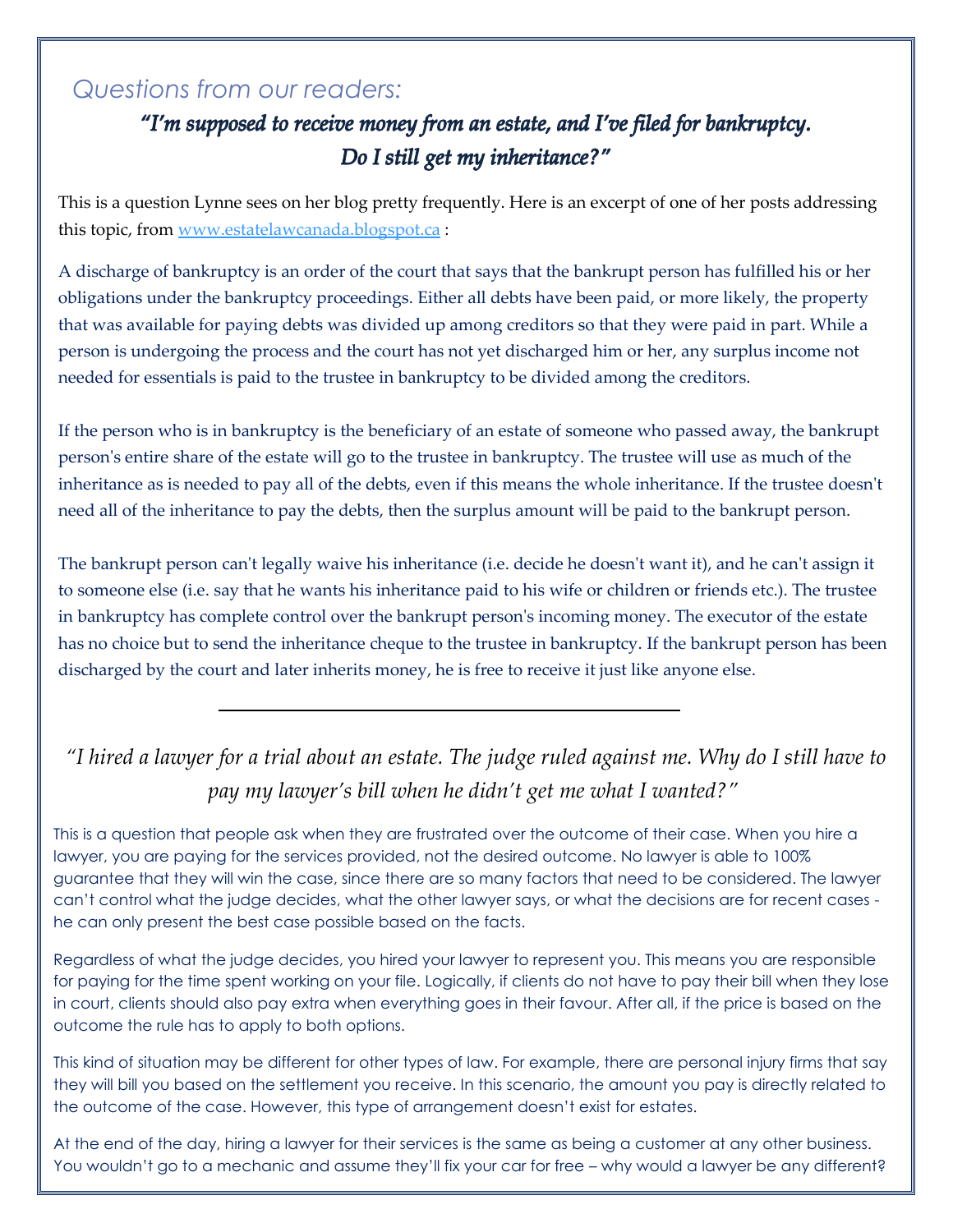*Questions from our readers:*

## *"I'm supposed to receive money from an estate, and I've filed for bankruptcy. Do I still get my inheritance?"*

This is a question Lynne sees on her blog pretty frequently. Here is an excerpt of one of her posts addressing this topic, from [www.estatelawcanada.blogspot.ca](http://www.estatelawcanada.blogspot.ca) :

A discharge of bankruptcy is an order of the court that says that the bankrupt person has fulfilled his or her obligations under the bankruptcy proceedings. Either all debts have been paid, or more likely, the property that was available for paying debts was divided up among creditors so that they were paid in part. While a person is undergoing the process and the court has not yet discharged him or her, any surplus income not needed for essentials is paid to the trustee in bankruptcy to be divided among the creditors.

If the person who is in bankruptcy is the beneficiary of an estate of someone who passed away, the bankrupt person's entire share of the estate will go to the trustee in bankruptcy. The trustee will use as much of the inheritance as is needed to pay all of the debts, even if this means the whole inheritance. If the trustee doesn't need all of the inheritance to pay the debts, then the surplus amount will be paid to the bankrupt person.

The bankrupt person can't legally waive his inheritance (i.e. decide he doesn't want it), and he can't assign it to someone else (i.e. say that he wants his inheritance paid to his wife or children or friends etc.). The trustee in bankruptcy has complete control over the bankrupt person's incoming money. The executor of the estate has no choice but to send the inheritance cheque to the trustee in bankruptcy. If the bankrupt person has been discharged by the court and later inherits money, he is free to receive it just like anyone else.

---

## *"I hired a lawyer for a trial about an estate. The judge ruled against me. Why do I still have to pay my lawyer's bill when he didn't get me what I wanted?"*

This is a question that people ask when they are frustrated over the outcome of their case. When you hire a lawyer, you are paying for the services provided, not the desired outcome. No lawyer is able to 100% guarantee that they will win the case, since there are so many factors that need to be considered. The lawyer can't control what the judge decides, what the other lawyer says, or what the decisions are for recent cases - he can only present the best case possible based on the facts.

Regardless of what the judge decides, you hired your lawyer to represent you. This means you are responsible for paying for the time spent working on your file. Logically, if clients do not have to pay their bill when they lose in court, clients should also pay extra when everything goes in their favour. After all, if the price is based on the outcome the rule has to apply to both options.

This kind of situation may be different for other types of law. For example, there are personal injury firms that say they will bill you based on the settlement you receive. In this scenario, the amount you pay is directly related to the outcome of the case. However, this type of arrangement doesn't exist for estates.

At the end of the day, hiring a lawyer for their services is the same as being a customer at any other business. You wouldn't go to a mechanic and assume they'll fix your car for free – why would a lawyer be any different?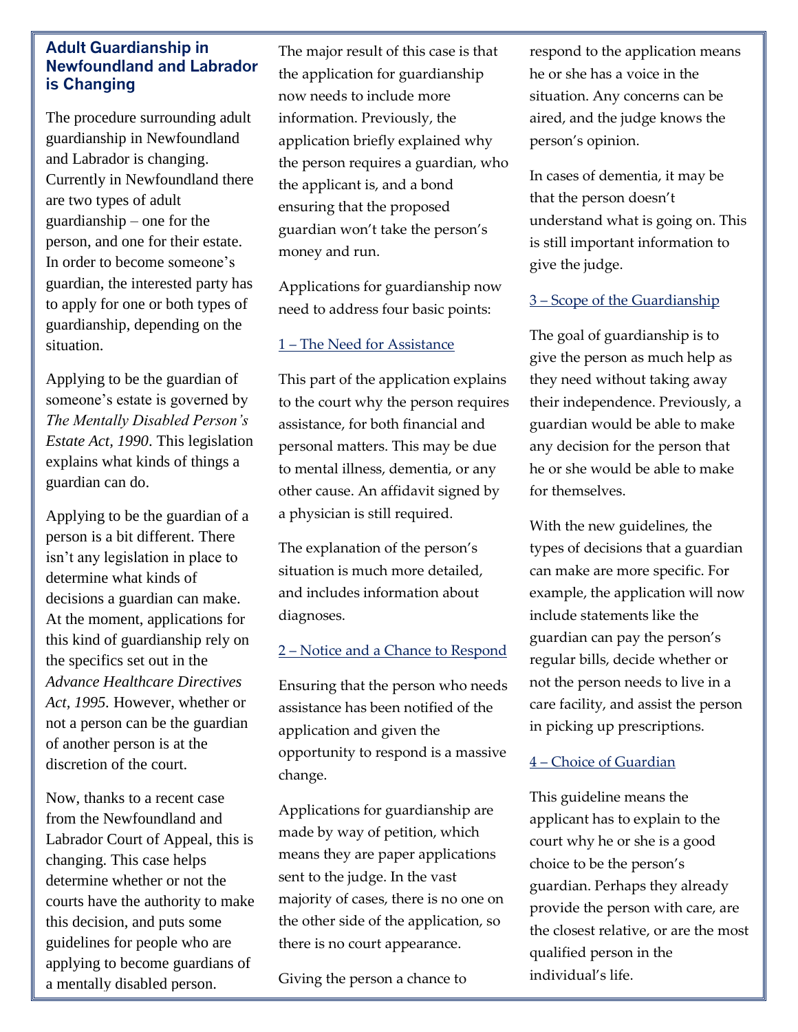## Adult Guardianship in Newfoundland and Labrador is Changing

The procedure surrounding adult guardianship in Newfoundland and Labrador is changing. Currently in Newfoundland there are two types of adult guardianship – one for the person, and one for their estate. In order to become someone's guardian, the interested party has to apply for one or both types of guardianship, depending on the situation.

Applying to be the guardian of someone's estate is governed by *The Mentally Disabled Person's Estate Act, 1990*. This legislation explains what kinds of things a guardian can do.

Applying to be the guardian of a person is a bit different. There isn't any legislation in place to determine what kinds of decisions a guardian can make. At the moment, applications for this kind of guardianship rely on the specifics set out in the *Advance Healthcare Directives Act, 1995.* However, whether or not a person can be the guardian of another person is at the discretion of the court.

Now, thanks to a recent case from the Newfoundland and Labrador Court of Appeal, this is changing. This case helps determine whether or not the courts have the authority to make this decision, and puts some guidelines for people who are applying to become guardians of a mentally disabled person.

The major result of this case is that the application for guardianship now needs to include more information. Previously, the application briefly explained why the person requires a guardian, who the applicant is, and a bond ensuring that the proposed guardian won't take the person's money and run.

Applications for guardianship now need to address four basic points:

### 1 – The Need for Assistance

This part of the application explains to the court why the person requires assistance, for both financial and personal matters. This may be due to mental illness, dementia, or any other cause. An affidavit signed by a physician is still required.

The explanation of the person's situation is much more detailed, and includes information about diagnoses.

### 2 – Notice and a Chance to Respond

Ensuring that the person who needs assistance has been notified of the application and given the opportunity to respond is a massive change.

Applications for guardianship are made by way of petition, which means they are paper applications sent to the judge. In the vast majority of cases, there is no one on the other side of the application, so there is no court appearance.

Giving the person a chance to respond to the application means he or she has a voice in the situation. Any concerns can be aired, and the judge knows the person's opinion.

In cases of dementia, it may be that the person doesn't understand what is going on. This is still important information to give the judge.

### 3 – Scope of the Guardianship

The goal of guardianship is to give the person as much help as they need without taking away their independence. Previously, a guardian would be able to make any decision for the person that he or she would be able to make for themselves.

With the new guidelines, the types of decisions that a guardian can make are more specific. For example, the application will now include statements like the guardian can pay the person's regular bills, decide whether or not the person needs to live in a care facility, and assist the person in picking up prescriptions.

### 4 – Choice of Guardian

This guideline means the applicant has to explain to the court why he or she is a good choice to be the person's guardian. Perhaps they already provide the person with care, are the closest relative, or are the most qualified person in the individual's life.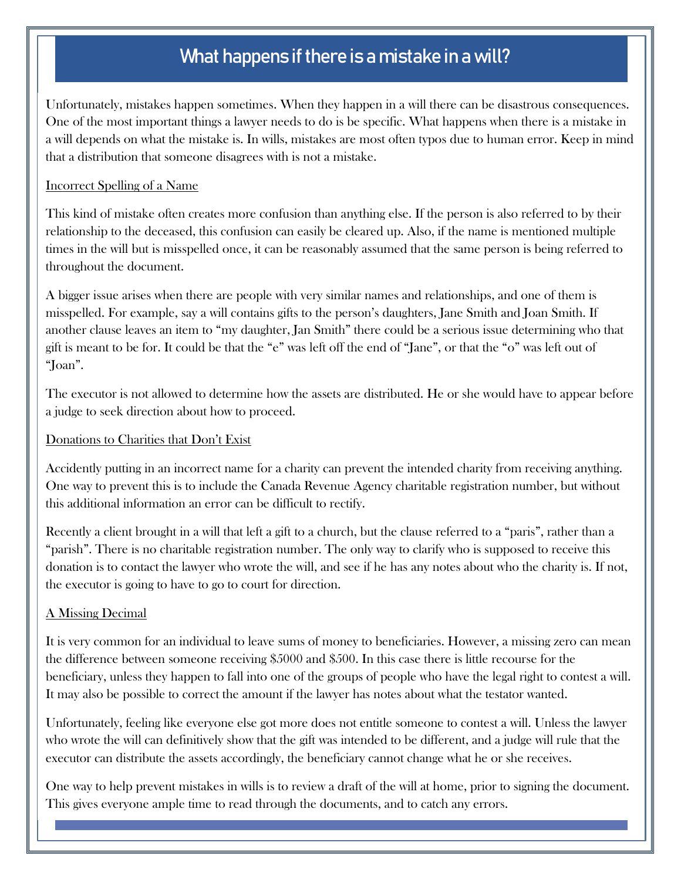# What happens if there is a mistake in a will?

Unfortunately, mistakes happen sometimes. When they happen in a will there can be disastrous consequences. One of the most important things a lawyer needs to do is be specific. What happens when there is a mistake in a will depends on what the mistake is. In wills, mistakes are most often typos due to human error. Keep in mind that a distribution that someone disagrees with is not a mistake.

## Incorrect Spelling of a Name

This kind of mistake often creates more confusion than anything else. If the person is also referred to by their relationship to the deceased, this confusion can easily be cleared up. Also, if the name is mentioned multiple times in the will but is misspelled once, it can be reasonably assumed that the same person is being referred to throughout the document.

A bigger issue arises when there are people with very similar names and relationships, and one of them is misspelled. For example, say a will contains gifts to the person's daughters, Jane Smith and Joan Smith. If another clause leaves an item to "my daughter, Jan Smith" there could be a serious issue determining who that gift is meant to be for. It could be that the "e" was left off the end of "Jane", or that the "o" was left out of "Joan".

The executor is not allowed to determine how the assets are distributed. He or she would have to appear before a judge to seek direction about how to proceed.

## Donations to Charities that Don't Exist

Accidently putting in an incorrect name for a charity can prevent the intended charity from receiving anything. One way to prevent this is to include the Canada Revenue Agency charitable registration number, but without this additional information an error can be difficult to rectify.

Recently a client brought in a will that left a gift to a church, but the clause referred to a "paris", rather than a "parish". There is no charitable registration number. The only way to clarify who is supposed to receive this donation is to contact the lawyer who wrote the will, and see if he has any notes about who the charity is. If not, the executor is going to have to go to court for direction.

## A Missing Decimal

It is very common for an individual to leave sums of money to beneficiaries. However, a missing zero can mean the difference between someone receiving $5000 and $500. In this case there is little recourse for the beneficiary, unless they happen to fall into one of the groups of people who have the legal right to contest a will. It may also be possible to correct the amount if the lawyer has notes about what the testator wanted.

Unfortunately, feeling like everyone else got more does not entitle someone to contest a will. Unless the lawyer who wrote the will can definitively show that the gift was intended to be different, and a judge will rule that the executor can distribute the assets accordingly, the beneficiary cannot change what he or she receives.

One way to help prevent mistakes in wills is to review a draft of the will at home, prior to signing the document. This gives everyone ample time to read through the documents, and to catch any errors.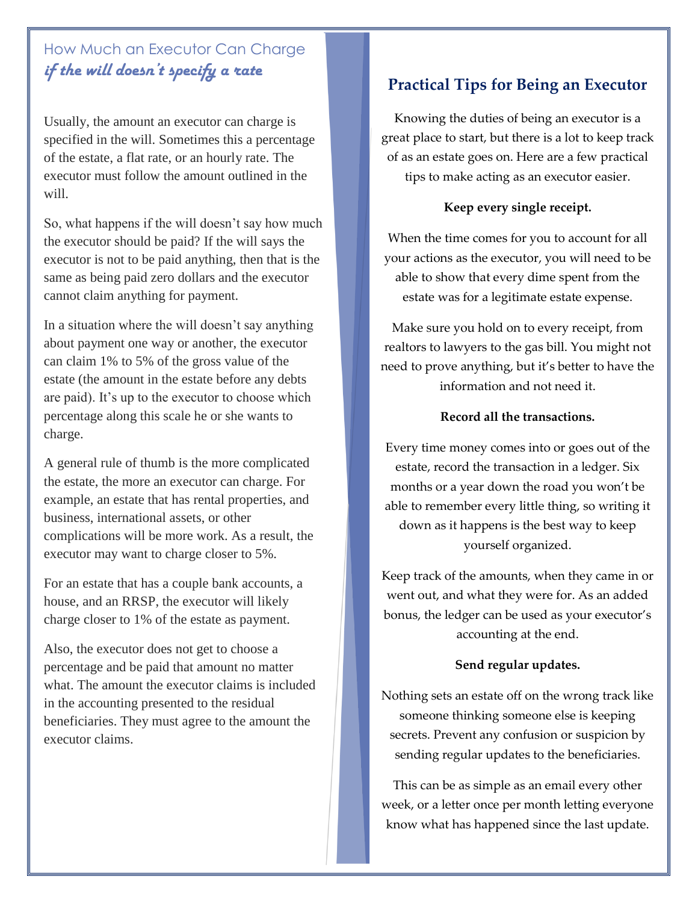## How Much an Executor Can Charge *if the will doesn't specify a rate*

Usually, the amount an executor can charge is specified in the will. Sometimes this a percentage of the estate, a flat rate, or an hourly rate. The executor must follow the amount outlined in the will.

So, what happens if the will doesn't say how much the executor should be paid? If the will says the executor is not to be paid anything, then that is the same as being paid zero dollars and the executor cannot claim anything for payment.

In a situation where the will doesn't say anything about payment one way or another, the executor can claim 1% to 5% of the gross value of the estate (the amount in the estate before any debts are paid). It's up to the executor to choose which percentage along this scale he or she wants to charge.

A general rule of thumb is the more complicated the estate, the more an executor can charge. For example, an estate that has rental properties, and business, international assets, or other complications will be more work. As a result, the executor may want to charge closer to 5%.

For an estate that has a couple bank accounts, a house, and an RRSP, the executor will likely charge closer to 1% of the estate as payment.

Also, the executor does not get to choose a percentage and be paid that amount no matter what. The amount the executor claims is included in the accounting presented to the residual beneficiaries. They must agree to the amount the executor claims.

## Practical Tips for Being an Executor

Knowing the duties of being an executor is a great place to start, but there is a lot to keep track of as an estate goes on. Here are a few practical tips to make acting as an executor easier.

**Keep every single receipt.**

When the time comes for you to account for all your actions as the executor, you will need to be able to show that every dime spent from the estate was for a legitimate estate expense.

Make sure you hold on to every receipt, from realtors to lawyers to the gas bill. You might not need to prove anything, but it's better to have the information and not need it.

**Record all the transactions.**

Every time money comes into or goes out of the estate, record the transaction in a ledger. Six months or a year down the road you won't be able to remember every little thing, so writing it down as it happens is the best way to keep yourself organized.

Keep track of the amounts, when they came in or went out, and what they were for. As an added bonus, the ledger can be used as your executor's accounting at the end.

**Send regular updates.**

Nothing sets an estate off on the wrong track like someone thinking someone else is keeping secrets. Prevent any confusion or suspicion by sending regular updates to the beneficiaries.

This can be as simple as an email every other week, or a letter once per month letting everyone know what has happened since the last update.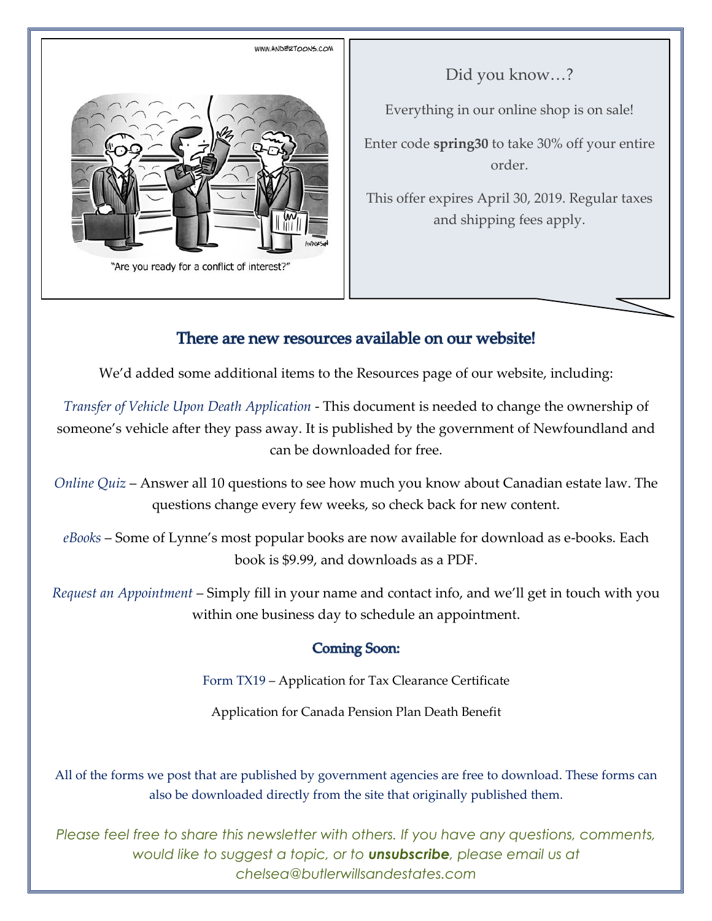"Are you ready for a conflict of interest?"

Did you know…?

Everything in our online shop is on sale!

Enter code **spring30** to take 30% off your entire order.

This offer expires April 30, 2019. Regular taxes and shipping fees apply.

## There are new resources available on our website!

We'd added some additional items to the Resources page of our website, including:

*Transfer of Vehicle Upon Death Application* - This document is needed to change the ownership of someone's vehicle after they pass away. It is published by the government of Newfoundland and can be downloaded for free.

*Online Quiz* – Answer all 10 questions to see how much you know about Canadian estate law. The questions change every few weeks, so check back for new content.

*eBooks* – Some of Lynne's most popular books are now available for download as e-books. Each book is $9.99, and downloads as a PDF.

*Request an Appointment* – Simply fill in your name and contact info, and we'll get in touch with you within one business day to schedule an appointment.

### Coming Soon:

Form TX19 – Application for Tax Clearance Certificate

Application for Canada Pension Plan Death Benefit

All of the forms we post that are published by government agencies are free to download. These forms can also be downloaded directly from the site that originally published them.

*Please feel free to share this newsletter with others. If you have any questions, comments, would like to suggest a topic, or to* ***unsubscribe****, please email us at chelsea@butlerwillsandestates.com*